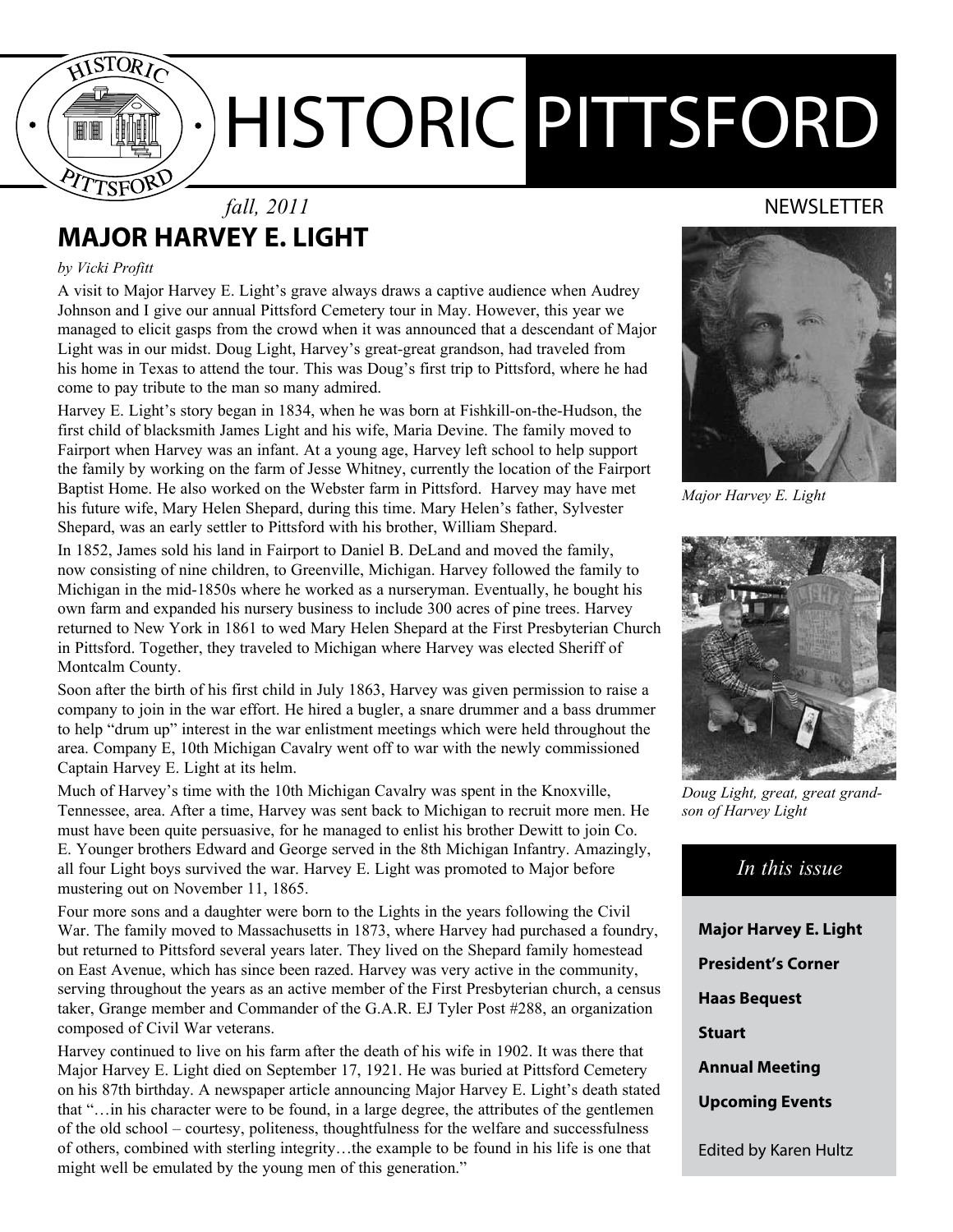# HISTORIC PITTSFORD

*fall, 2011*

NEWSLETTER

## MAJOR HARVEY E. LIGHT

*by Vicki Profitt*

A visit to Major Harvey E. Light's grave always draws a captive audience when Audrey Johnson and I give our annual Pittsford Cemetery tour in May. However, this year we managed to elicit gasps from the crowd when it was announced that a descendant of Major Light was in our midst. Doug Light, Harvey's great-great grandson, had traveled from his home in Texas to attend the tour. This was Doug's first trip to Pittsford, where he had come to pay tribute to the man so many admired.

Harvey E. Light's story began in 1834, when he was born at Fishkill-on-the-Hudson, the first child of blacksmith James Light and his wife, Maria Devine. The family moved to Fairport when Harvey was an infant. At a young age, Harvey left school to help support the family by working on the farm of Jesse Whitney, currently the location of the Fairport Baptist Home. He also worked on the Webster farm in Pittsford. Harvey may have met his future wife, Mary Helen Shepard, during this time. Mary Helen's father, Sylvester Shepard, was an early settler to Pittsford with his brother, William Shepard.

In 1852, James sold his land in Fairport to Daniel B. DeLand and moved the family, now consisting of nine children, to Greenville, Michigan. Harvey followed the family to Michigan in the mid-1850s where he worked as a nurseryman. Eventually, he bought his own farm and expanded his nursery business to include 300 acres of pine trees. Harvey returned to New York in 1861 to wed Mary Helen Shepard at the First Presbyterian Church in Pittsford. Together, they traveled to Michigan where Harvey was elected Sheriff of Montcalm County.

Soon after the birth of his first child in July 1863, Harvey was given permission to raise a company to join in the war effort. He hired a bugler, a snare drummer and a bass drummer to help "drum up" interest in the war enlistment meetings which were held throughout the area. Company E, 10th Michigan Cavalry went off to war with the newly commissioned Captain Harvey E. Light at its helm.

Much of Harvey's time with the 10th Michigan Cavalry was spent in the Knoxville, Tennessee, area. After a time, Harvey was sent back to Michigan to recruit more men. He must have been quite persuasive, for he managed to enlist his brother Dewitt to join Co. E. Younger brothers Edward and George served in the 8th Michigan Infantry. Amazingly, all four Light boys survived the war. Harvey E. Light was promoted to Major before mustering out on November 11, 1865.

Four more sons and a daughter were born to the Lights in the years following the Civil War. The family moved to Massachusetts in 1873, where Harvey had purchased a foundry, but returned to Pittsford several years later. They lived on the Shepard family homestead on East Avenue, which has since been razed. Harvey was very active in the community, serving throughout the years as an active member of the First Presbyterian church, a census taker, Grange member and Commander of the G.A.R. EJ Tyler Post #288, an organization composed of Civil War veterans.

Harvey continued to live on his farm after the death of his wife in 1902. It was there that Major Harvey E. Light died on September 17, 1921. He was buried at Pittsford Cemetery on his 87th birthday. A newspaper article announcing Major Harvey E. Light's death stated that "…in his character were to be found, in a large degree, the attributes of the gentlemen of the old school – courtesy, politeness, thoughtfulness for the welfare and successfulness of others, combined with sterling integrity…the example to be found in his life is one that might well be emulated by the young men of this generation."

*Major Harvey E. Light*

*Doug Light, great, great grandson of Harvey Light*

### *In this issue*

**Major Harvey E. Light**

**President's Corner**

**Haas Bequest**

**Stuart**

**Annual Meeting**

**Upcoming Events**

Edited by Karen Hultz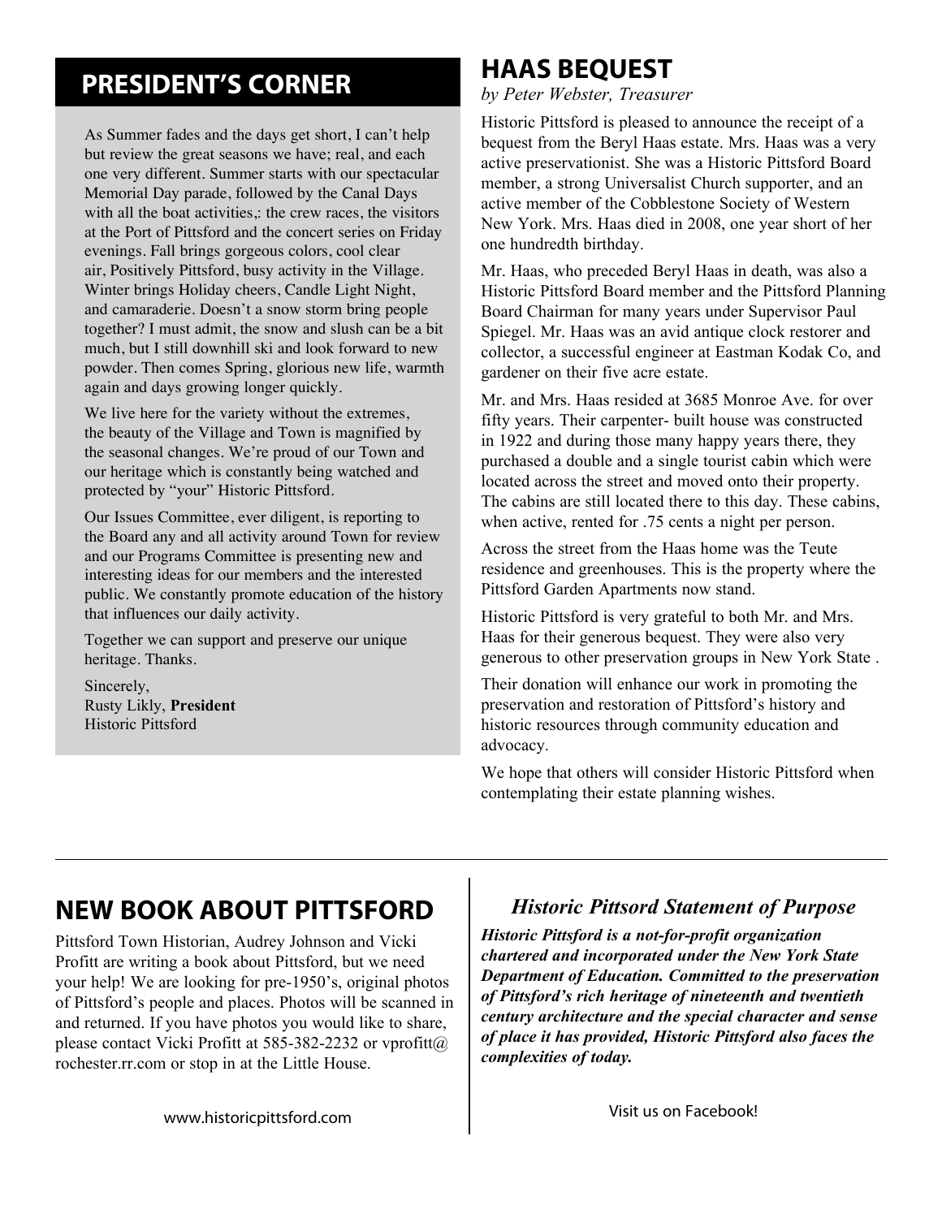## PRESIDENT'S CORNER

As Summer fades and the days get short, I can't help but review the great seasons we have; real, and each one very different. Summer starts with our spectacular Memorial Day parade, followed by the Canal Days with all the boat activities,: the crew races, the visitors at the Port of Pittsford and the concert series on Friday evenings. Fall brings gorgeous colors, cool clear air, Positively Pittsford, busy activity in the Village. Winter brings Holiday cheers, Candle Light Night, and camaraderie. Doesn't a snow storm bring people together? I must admit, the snow and slush can be a bit much, but I still downhill ski and look forward to new powder. Then comes Spring, glorious new life, warmth again and days growing longer quickly.

We live here for the variety without the extremes, the beauty of the Village and Town is magnified by the seasonal changes. We're proud of our Town and our heritage which is constantly being watched and protected by "your" Historic Pittsford.

Our Issues Committee, ever diligent, is reporting to the Board any and all activity around Town for review and our Programs Committee is presenting new and interesting ideas for our members and the interested public. We constantly promote education of the history that influences our daily activity.

Together we can support and preserve our unique heritage. Thanks.

Sincerely,
Rusty Likly, **President**
Historic Pittsford

## HAAS BEQUEST

*by Peter Webster, Treasurer*

Historic Pittsford is pleased to announce the receipt of a bequest from the Beryl Haas estate. Mrs. Haas was a very active preservationist. She was a Historic Pittsford Board member, a strong Universalist Church supporter, and an active member of the Cobblestone Society of Western New York. Mrs. Haas died in 2008, one year short of her one hundredth birthday.

Mr. Haas, who preceded Beryl Haas in death, was also a Historic Pittsford Board member and the Pittsford Planning Board Chairman for many years under Supervisor Paul Spiegel. Mr. Haas was an avid antique clock restorer and collector, a successful engineer at Eastman Kodak Co, and gardener on their five acre estate.

Mr. and Mrs. Haas resided at 3685 Monroe Ave. for over fifty years. Their carpenter- built house was constructed in 1922 and during those many happy years there, they purchased a double and a single tourist cabin which were located across the street and moved onto their property. The cabins are still located there to this day. These cabins, when active, rented for .75 cents a night per person.

Across the street from the Haas home was the Teute residence and greenhouses. This is the property where the Pittsford Garden Apartments now stand.

Historic Pittsford is very grateful to both Mr. and Mrs. Haas for their generous bequest. They were also very generous to other preservation groups in New York State .

Their donation will enhance our work in promoting the preservation and restoration of Pittsford's history and historic resources through community education and advocacy.

We hope that others will consider Historic Pittsford when contemplating their estate planning wishes.

---

## NEW BOOK ABOUT PITTSFORD

Pittsford Town Historian, Audrey Johnson and Vicki Profitt are writing a book about Pittsford, but we need your help! We are looking for pre-1950's, original photos of Pittsford's people and places. Photos will be scanned in and returned. If you have photos you would like to share, please contact Vicki Profitt at 585-382-2232 or vprofitt@rochester.rr.com or stop in at the Little House.

www.historicpittsford.com

### *Historic Pittsord Statement of Purpose*

***Historic Pittsford is a not-for-profit organization chartered and incorporated under the New York State Department of Education. Committed to the preservation of Pittsford's rich heritage of nineteenth and twentieth century architecture and the special character and sense of place it has provided, Historic Pittsford also faces the complexities of today.***

Visit us on Facebook!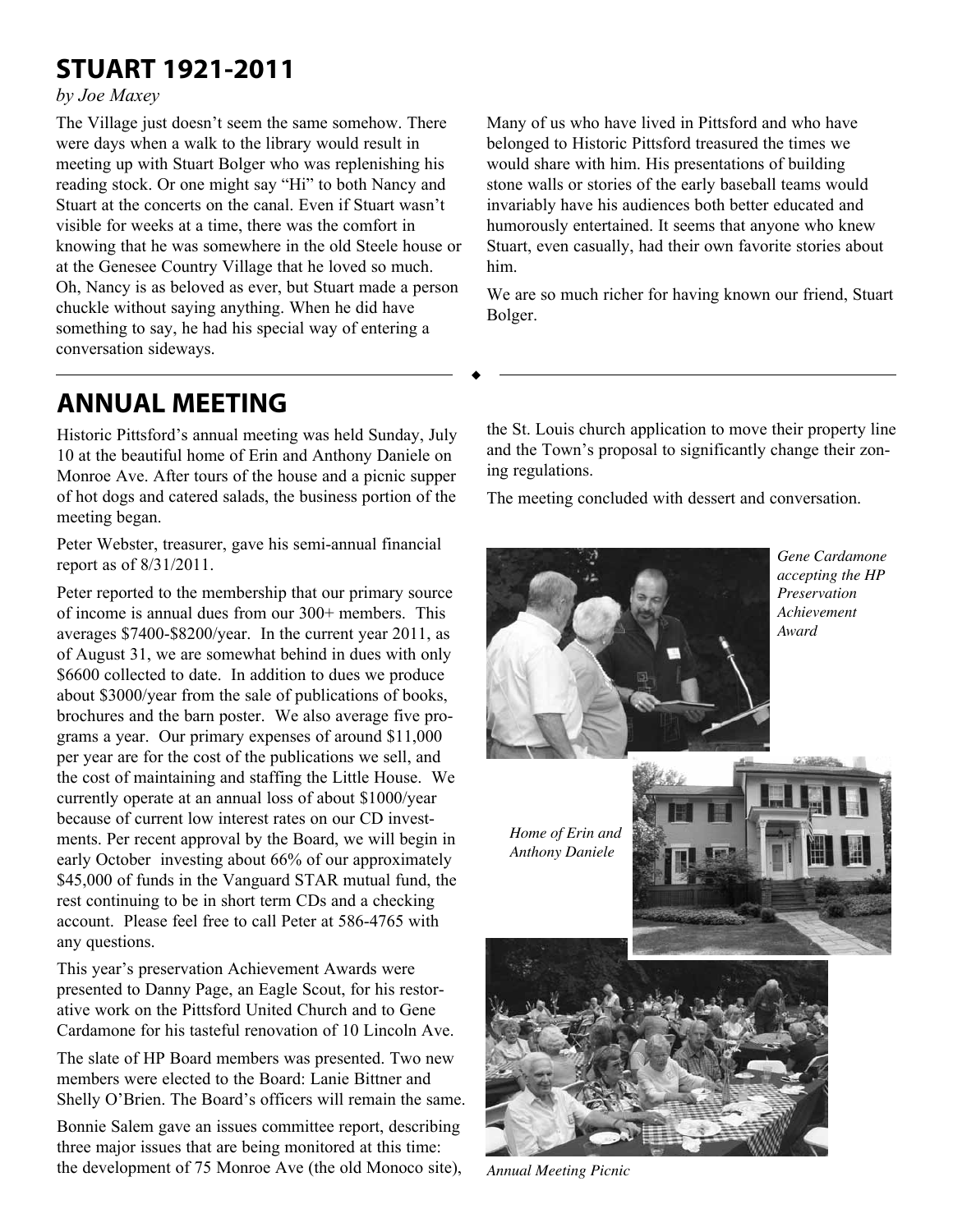## STUART 1921-2011

*by Joe Maxey*

The Village just doesn't seem the same somehow. There were days when a walk to the library would result in meeting up with Stuart Bolger who was replenishing his reading stock. Or one might say "Hi" to both Nancy and Stuart at the concerts on the canal. Even if Stuart wasn't visible for weeks at a time, there was the comfort in knowing that he was somewhere in the old Steele house or at the Genesee Country Village that he loved so much. Oh, Nancy is as beloved as ever, but Stuart made a person chuckle without saying anything. When he did have something to say, he had his special way of entering a conversation sideways.

Many of us who have lived in Pittsford and who have belonged to Historic Pittsford treasured the times we would share with him. His presentations of building stone walls or stories of the early baseball teams would invariably have his audiences both better educated and humorously entertained. It seems that anyone who knew Stuart, even casually, had their own favorite stories about him.

We are so much richer for having known our friend, Stuart Bolger.

## ANNUAL MEETING

Historic Pittsford's annual meeting was held Sunday, July 10 at the beautiful home of Erin and Anthony Daniele on Monroe Ave. After tours of the house and a picnic supper of hot dogs and catered salads, the business portion of the meeting began.

Peter Webster, treasurer, gave his semi-annual financial report as of 8/31/2011.

Peter reported to the membership that our primary source of income is annual dues from our 300+ members. This averages \$7400-\$8200/year. In the current year 2011, as of August 31, we are somewhat behind in dues with only \$6600 collected to date. In addition to dues we produce about \$3000/year from the sale of publications of books, brochures and the barn poster. We also average five programs a year. Our primary expenses of around \$11,000 per year are for the cost of the publications we sell, and the cost of maintaining and staffing the Little House. We currently operate at an annual loss of about \$1000/year because of current low interest rates on our CD investments. Per recent approval by the Board, we will begin in early October investing about 66% of our approximately \$45,000 of funds in the Vanguard STAR mutual fund, the rest continuing to be in short term CDs and a checking account. Please feel free to call Peter at 586-4765 with any questions.

This year's preservation Achievement Awards were presented to Danny Page, an Eagle Scout, for his restorative work on the Pittsford United Church and to Gene Cardamone for his tasteful renovation of 10 Lincoln Ave.

The slate of HP Board members was presented. Two new members were elected to the Board: Lanie Bittner and Shelly O'Brien. The Board's officers will remain the same.

Bonnie Salem gave an issues committee report, describing three major issues that are being monitored at this time: the development of 75 Monroe Ave (the old Monoco site), the St. Louis church application to move their property line and the Town's proposal to significantly change their zoning regulations.

The meeting concluded with dessert and conversation.

*Gene Cardamone accepting the HP Preservation Achievement Award*

*Home of Erin and Anthony Daniele*

*Annual Meeting Picnic*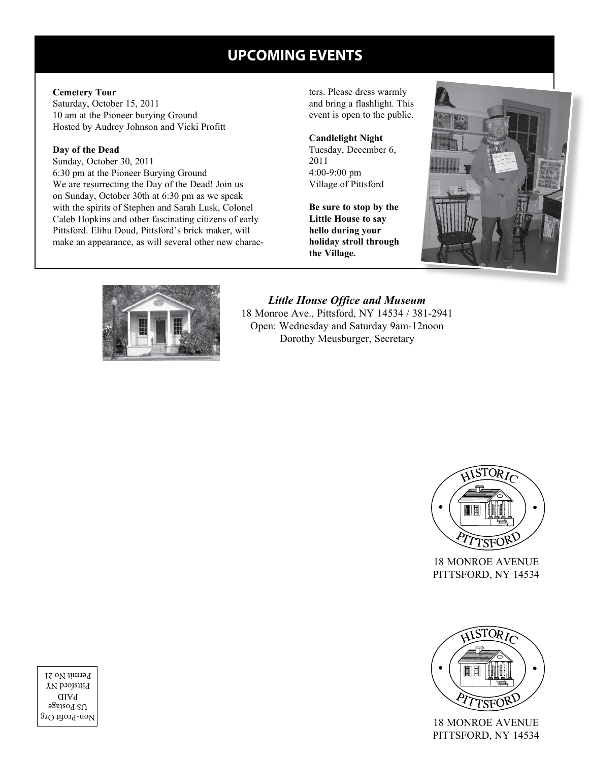## UPCOMING EVENTS

**Cemetery Tour**
Saturday, October 15, 2011
10 am at the Pioneer burying Ground
Hosted by Audrey Johnson and Vicki Profitt

**Day of the Dead**
Sunday, October 30, 2011
6:30 pm at the Pioneer Burying Ground
We are resurrecting the Day of the Dead! Join us on Sunday, October 30th at 6:30 pm as we speak with the spirits of Stephen and Sarah Lusk, Colonel Caleb Hopkins and other fascinating citizens of early Pittsford. Elihu Doud, Pittsford's brick maker, will make an appearance, as will several other new characters. Please dress warmly and bring a flashlight. This event is open to the public.

**Candlelight Night**
Tuesday, December 6, 2011
4:00-9:00 pm
Village of Pittsford

**Be sure to stop by the Little House to say hello during your holiday stroll through the Village.**

***Little House Office and Museum***
18 Monroe Ave., Pittsford, NY 14534 / 381-2941
Open: Wednesday and Saturday 9am-12noon
Dorothy Meusburger, Secretary

HISTORIC PITTSFORD
18 MONROE AVENUE
PITTSFORD, NY 14534

Non-Profit Org
US Postage
PAID
Pittsford NY
Permit No 21

HISTORIC PITTSFORD
18 MONROE AVENUE
PITTSFORD, NY 14534